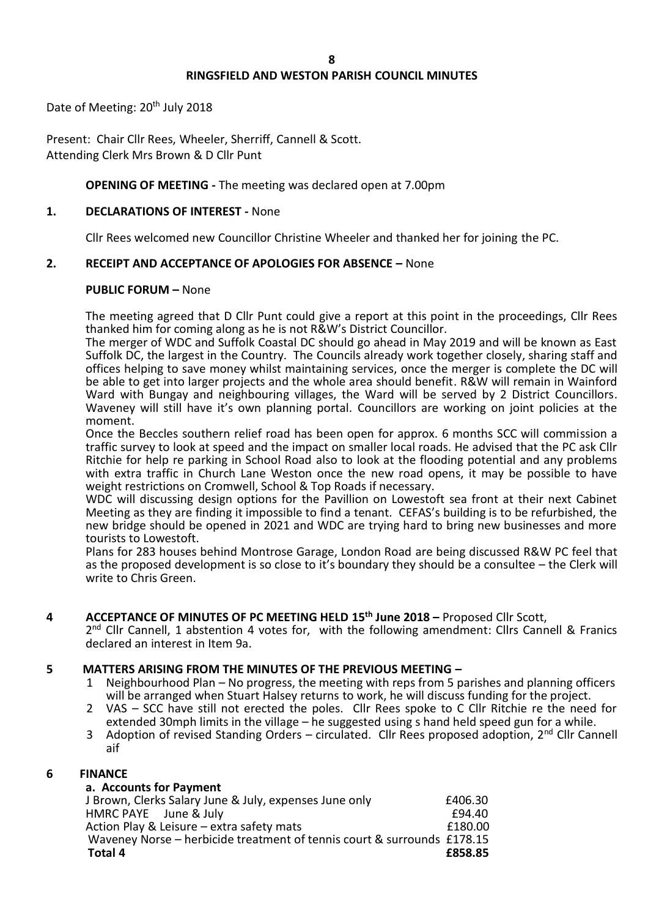# RINGSFIELD AND WESTON PARISH COUNCIL MINUTES

Date of Meeting: 20th July 2018

Present: Chair Cllr Rees, Wheeler, Sherriff, Cannell & Scott.
Attending Clerk Mrs Brown & D Cllr Punt

**OPENING OF MEETING -** The meeting was declared open at 7.00pm

**1. DECLARATIONS OF INTEREST -** None

Cllr Rees welcomed new Councillor Christine Wheeler and thanked her for joining the PC.

**2. RECEIPT AND ACCEPTANCE OF APOLOGIES FOR ABSENCE –** None

**PUBLIC FORUM –** None

The meeting agreed that D Cllr Punt could give a report at this point in the proceedings, Cllr Rees thanked him for coming along as he is not R&W's District Councillor.

The merger of WDC and Suffolk Coastal DC should go ahead in May 2019 and will be known as East Suffolk DC, the largest in the Country. The Councils already work together closely, sharing staff and offices helping to save money whilst maintaining services, once the merger is complete the DC will be able to get into larger projects and the whole area should benefit. R&W will remain in Wainford Ward with Bungay and neighbouring villages, the Ward will be served by 2 District Councillors. Waveney will still have it's own planning portal. Councillors are working on joint policies at the moment.

Once the Beccles southern relief road has been open for approx. 6 months SCC will commission a traffic survey to look at speed and the impact on smaller local roads. He advised that the PC ask Cllr Ritchie for help re parking in School Road also to look at the flooding potential and any problems with extra traffic in Church Lane Weston once the new road opens, it may be possible to have weight restrictions on Cromwell, School & Top Roads if necessary.

WDC will discussing design options for the Pavillion on Lowestoft sea front at their next Cabinet Meeting as they are finding it impossible to find a tenant. CEFAS's building is to be refurbished, the new bridge should be opened in 2021 and WDC are trying hard to bring new businesses and more tourists to Lowestoft.

Plans for 283 houses behind Montrose Garage, London Road are being discussed R&W PC feel that as the proposed development is so close to it's boundary they should be a consultee – the Clerk will write to Chris Green.

**4 ACCEPTANCE OF MINUTES OF PC MEETING HELD 15th June 2018 –** Proposed Cllr Scott, 2nd Cllr Cannell, 1 abstention 4 votes for, with the following amendment: Cllrs Cannell & Franics declared an interest in Item 9a.

**5 MATTERS ARISING FROM THE MINUTES OF THE PREVIOUS MEETING –**

1. Neighbourhood Plan – No progress, the meeting with reps from 5 parishes and planning officers will be arranged when Stuart Halsey returns to work, he will discuss funding for the project.
2. VAS – SCC have still not erected the poles. Cllr Rees spoke to C Cllr Ritchie re the need for extended 30mph limits in the village – he suggested using s hand held speed gun for a while.
3. Adoption of revised Standing Orders – circulated. Cllr Rees proposed adoption, 2nd Cllr Cannell aif

**6 FINANCE**

**a. Accounts for Payment**

| | |
|---|---|
| J Brown, Clerks Salary June & July, expenses June only | £406.30 |
| HMRC PAYE June & July | £94.40 |
| Action Play & Leisure – extra safety mats | £180.00 |
| Waveney Norse – herbicide treatment of tennis court & surrounds | £178.15 |
| **Total 4** | **£858.85** |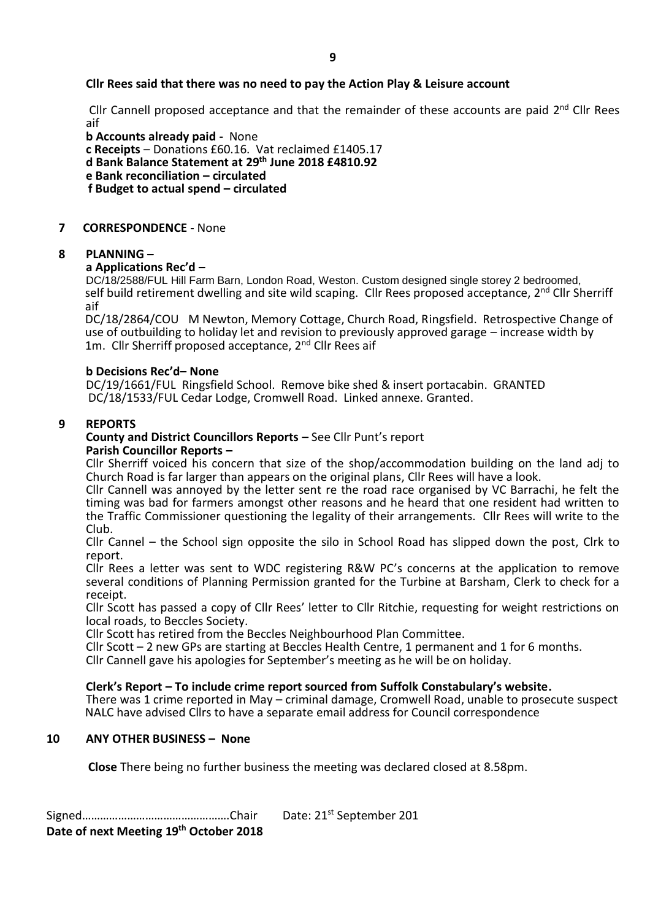**Cllr Rees said that there was no need to pay the Action Play & Leisure account**

Cllr Cannell proposed acceptance and that the remainder of these accounts are paid 2nd Cllr Rees aif

**b Accounts already paid -** None
**c Receipts** – Donations £60.16. Vat reclaimed £1405.17
**d Bank Balance Statement at 29th June 2018 £4810.92**
**e Bank reconciliation – circulated**
**f Budget to actual spend – circulated**

## 7 CORRESPONDENCE - None

## 8 PLANNING –

**a Applications Rec'd –**

DC/18/2588/FUL Hill Farm Barn, London Road, Weston. Custom designed single storey 2 bedroomed, self build retirement dwelling and site wild scaping. Cllr Rees proposed acceptance, 2nd Cllr Sherriff aif

DC/18/2864/COU M Newton, Memory Cottage, Church Road, Ringsfield. Retrospective Change of use of outbuilding to holiday let and revision to previously approved garage – increase width by 1m. Cllr Sherriff proposed acceptance, 2nd Cllr Rees aif

**b Decisions Rec'd– None**

DC/19/1661/FUL Ringsfield School. Remove bike shed & insert portacabin. GRANTED
DC/18/1533/FUL Cedar Lodge, Cromwell Road. Linked annexe. Granted.

## 9 REPORTS

**County and District Councillors Reports –** See Cllr Punt's report

**Parish Councillor Reports –**

Cllr Sherriff voiced his concern that size of the shop/accommodation building on the land adj to Church Road is far larger than appears on the original plans, Cllr Rees will have a look.

Cllr Cannell was annoyed by the letter sent re the road race organised by VC Barrachi, he felt the timing was bad for farmers amongst other reasons and he heard that one resident had written to the Traffic Commissioner questioning the legality of their arrangements. Cllr Rees will write to the Club.

Cllr Cannel – the School sign opposite the silo in School Road has slipped down the post, Clrk to report.

Cllr Rees a letter was sent to WDC registering R&W PC's concerns at the application to remove several conditions of Planning Permission granted for the Turbine at Barsham, Clerk to check for a receipt.

Cllr Scott has passed a copy of Cllr Rees' letter to Cllr Ritchie, requesting for weight restrictions on local roads, to Beccles Society.

Cllr Scott has retired from the Beccles Neighbourhood Plan Committee.

Cllr Scott – 2 new GPs are starting at Beccles Health Centre, 1 permanent and 1 for 6 months.

Cllr Cannell gave his apologies for September's meeting as he will be on holiday.

**Clerk's Report – To include crime report sourced from Suffolk Constabulary's website.**

There was 1 crime reported in May – criminal damage, Cromwell Road, unable to prosecute suspect
NALC have advised Cllrs to have a separate email address for Council correspondence

## 10 ANY OTHER BUSINESS – None

**Close** There being no further business the meeting was declared closed at 8.58pm.

Signed…………………………………………Chair Date: 21st September 201

**Date of next Meeting 19th October 2018**